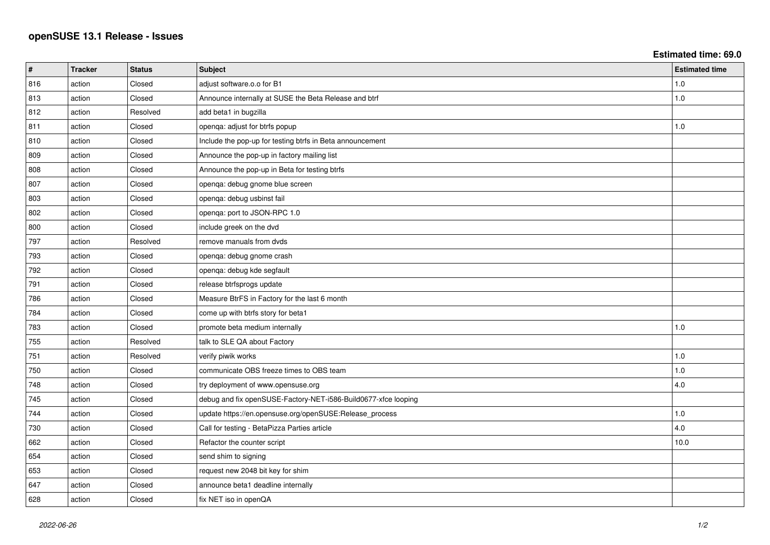# openSUSE 13.1 Release - Issues

**Estimated time: 69.0**

| # | Tracker | Status | Subject | Estimated time |
| --- | --- | --- | --- | --- |
| 816 | action | Closed | adjust software.o.o for B1 | 1.0 |
| 813 | action | Closed | Announce internally at SUSE the Beta Release and btrf | 1.0 |
| 812 | action | Resolved | add beta1 in bugzilla | |
| 811 | action | Closed | openqa: adjust for btrfs popup | 1.0 |
| 810 | action | Closed | Include the pop-up for testing btrfs in Beta announcement | |
| 809 | action | Closed | Announce the pop-up in factory mailing list | |
| 808 | action | Closed | Announce the pop-up in Beta for testing btrfs | |
| 807 | action | Closed | openqa: debug gnome blue screen | |
| 803 | action | Closed | openqa: debug usbinst fail | |
| 802 | action | Closed | openqa: port to JSON-RPC 1.0 | |
| 800 | action | Closed | include greek on the dvd | |
| 797 | action | Resolved | remove manuals from dvds | |
| 793 | action | Closed | openqa: debug gnome crash | |
| 792 | action | Closed | openqa: debug kde segfault | |
| 791 | action | Closed | release btrfsprogs update | |
| 786 | action | Closed | Measure BtrFS in Factory for the last 6 month | |
| 784 | action | Closed | come up with btrfs story for beta1 | |
| 783 | action | Closed | promote beta medium internally | 1.0 |
| 755 | action | Resolved | talk to SLE QA about Factory | |
| 751 | action | Resolved | verify piwik works | 1.0 |
| 750 | action | Closed | communicate OBS freeze times to OBS team | 1.0 |
| 748 | action | Closed | try deployment of www.opensuse.org | 4.0 |
| 745 | action | Closed | debug and fix openSUSE-Factory-NET-i586-Build0677-xfce looping | |
| 744 | action | Closed | update https://en.opensuse.org/openSUSE:Release_process | 1.0 |
| 730 | action | Closed | Call for testing - BetaPizza Parties article | 4.0 |
| 662 | action | Closed | Refactor the counter script | 10.0 |
| 654 | action | Closed | send shim to signing | |
| 653 | action | Closed | request new 2048 bit key for shim | |
| 647 | action | Closed | announce beta1 deadline internally | |
| 628 | action | Closed | fix NET iso in openQA | |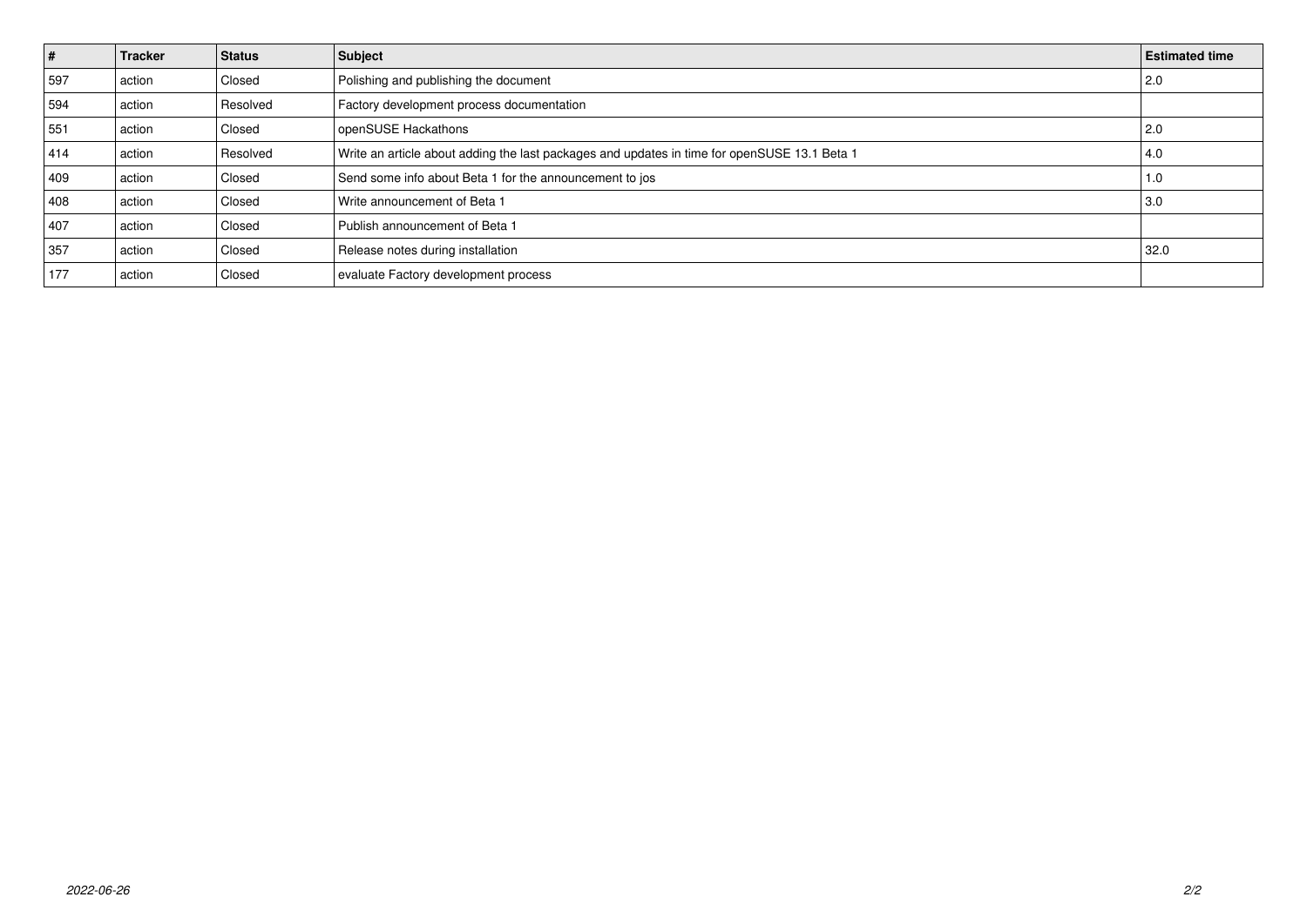| # | Tracker | Status | Subject | Estimated time |
|---|---|---|---|---|
| 597 | action | Closed | Polishing and publishing the document | 2.0 |
| 594 | action | Resolved | Factory development process documentation | |
| 551 | action | Closed | openSUSE Hackathons | 2.0 |
| 414 | action | Resolved | Write an article about adding the last packages and updates in time for openSUSE 13.1 Beta 1 | 4.0 |
| 409 | action | Closed | Send some info about Beta 1 for the announcement to jos | 1.0 |
| 408 | action | Closed | Write announcement of Beta 1 | 3.0 |
| 407 | action | Closed | Publish announcement of Beta 1 | |
| 357 | action | Closed | Release notes during installation | 32.0 |
| 177 | action | Closed | evaluate Factory development process | |